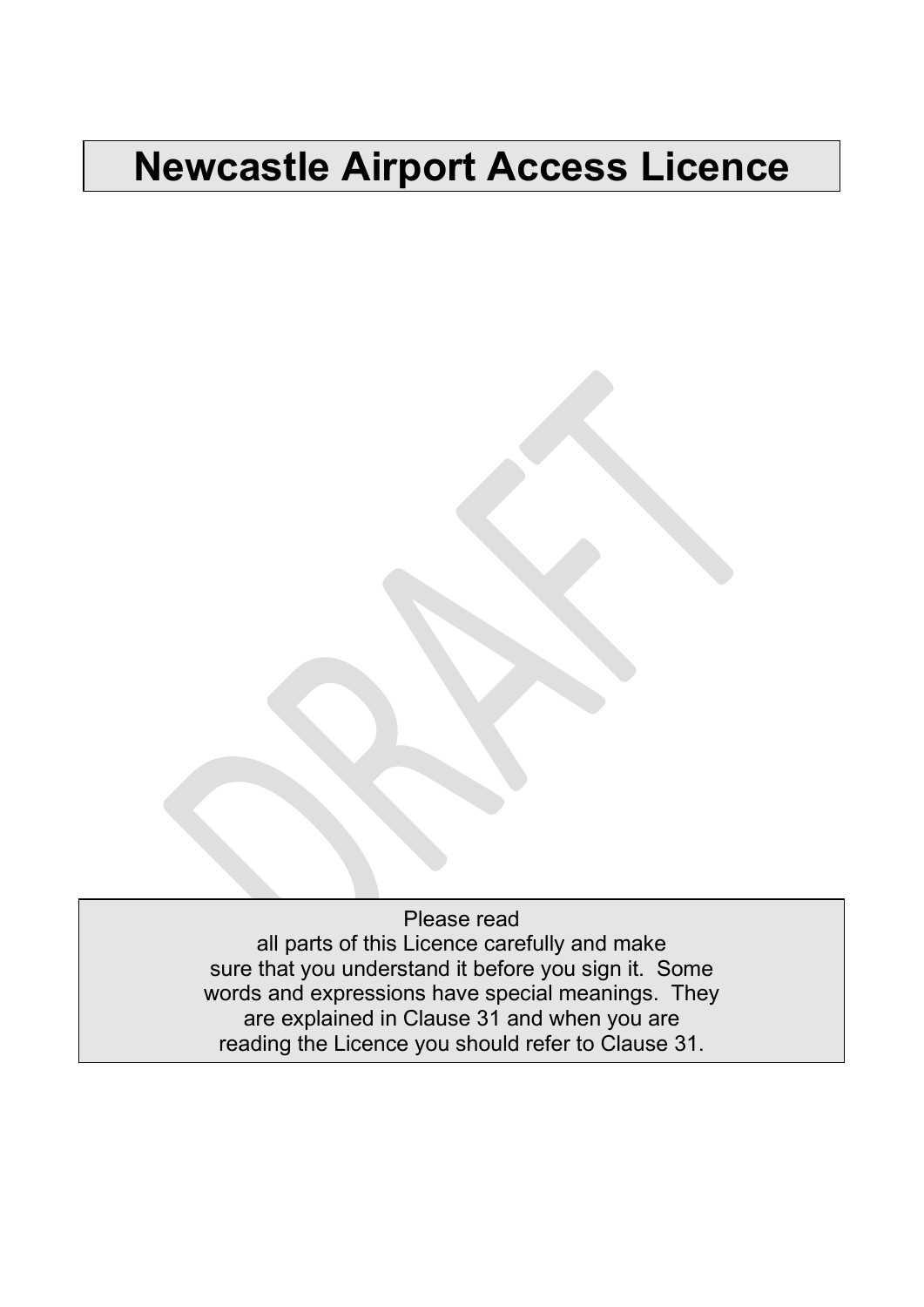# Newcastle Airport Access Licence

DRAFT

Please read all parts of this Licence carefully and make sure that you understand it before you sign it. Some words and expressions have special meanings. They are explained in Clause 31 and when you are reading the Licence you should refer to Clause 31.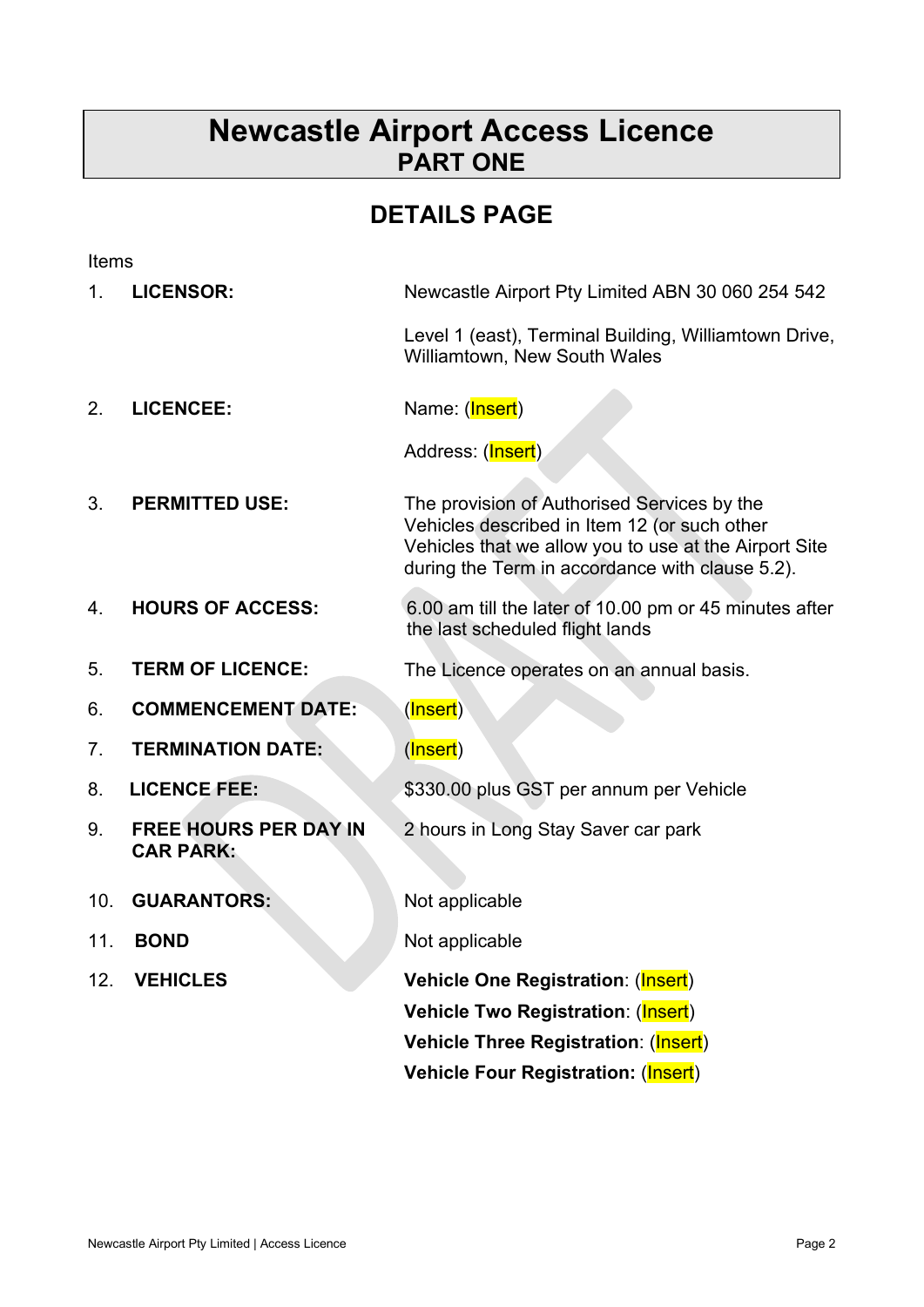# Newcastle Airport Access Licence
## PART ONE

## DETAILS PAGE

Items

| | | |
|---|---|---|
| 1. | **LICENSOR:** | Newcastle Airport Pty Limited ABN 30 060 254 542<br><br>Level 1 (east), Terminal Building, Williamtown Drive, Williamtown, New South Wales |
| 2. | **LICENCEE:** | Name: (Insert)<br><br>Address: (Insert) |
| 3. | **PERMITTED USE:** | The provision of Authorised Services by the Vehicles described in Item 12 (or such other Vehicles that we allow you to use at the Airport Site during the Term in accordance with clause 5.2). |
| 4. | **HOURS OF ACCESS:** | 6.00 am till the later of 10.00 pm or 45 minutes after the last scheduled flight lands |
| 5. | **TERM OF LICENCE:** | The Licence operates on an annual basis. |
| 6. | **COMMENCEMENT DATE:** | (Insert) |
| 7. | **TERMINATION DATE:** | (Insert) |
| 8. | **LICENCE FEE:** | $330.00 plus GST per annum per Vehicle |
| 9. | **FREE HOURS PER DAY IN CAR PARK:** | 2 hours in Long Stay Saver car park |
| 10. | **GUARANTORS:** | Not applicable |
| 11. | **BOND** | Not applicable |
| 12. | **VEHICLES** | **Vehicle One Registration**: (Insert)<br>**Vehicle Two Registration**: (Insert)<br>**Vehicle Three Registration**: (Insert)<br>**Vehicle Four Registration:** (Insert) |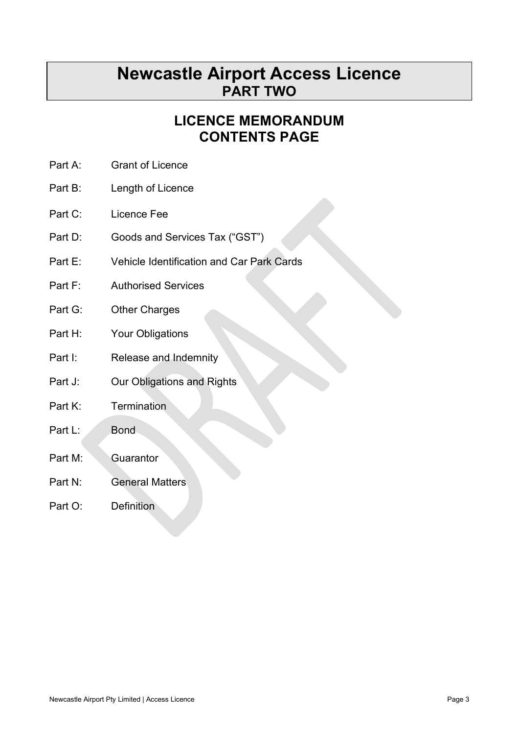# Newcastle Airport Access Licence
## PART TWO

## LICENCE MEMORANDUM
## CONTENTS PAGE

| | |
|---|---|
| Part A: | Grant of Licence |
| Part B: | Length of Licence |
| Part C: | Licence Fee |
| Part D: | Goods and Services Tax ("GST") |
| Part E: | Vehicle Identification and Car Park Cards |
| Part F: | Authorised Services |
| Part G: | Other Charges |
| Part H: | Your Obligations |
| Part I: | Release and Indemnity |
| Part J: | Our Obligations and Rights |
| Part K: | Termination |
| Part L: | Bond |
| Part M: | Guarantor |
| Part N: | General Matters |
| Part O: | Definition |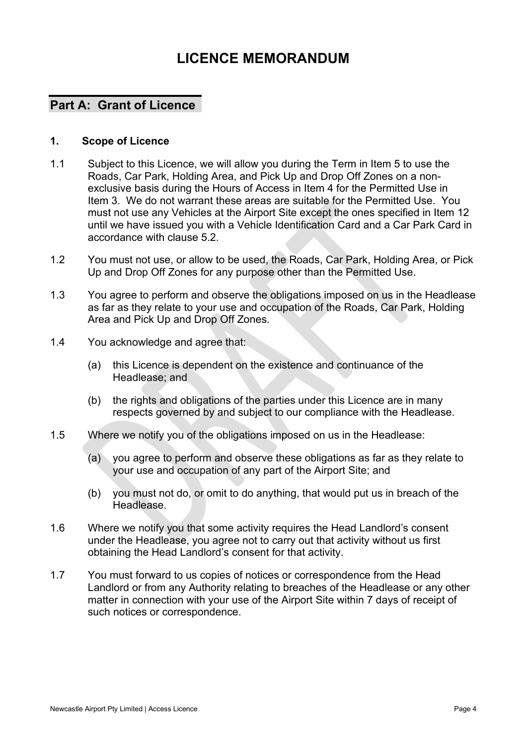# LICENCE MEMORANDUM

## Part A: Grant of Licence

### 1. Scope of Licence

1.1 Subject to this Licence, we will allow you during the Term in Item 5 to use the Roads, Car Park, Holding Area, and Pick Up and Drop Off Zones on a non-exclusive basis during the Hours of Access in Item 4 for the Permitted Use in Item 3. We do not warrant these areas are suitable for the Permitted Use. You must not use any Vehicles at the Airport Site except the ones specified in Item 12 until we have issued you with a Vehicle Identification Card and a Car Park Card in accordance with clause 5.2.

1.2 You must not use, or allow to be used, the Roads, Car Park, Holding Area, or Pick Up and Drop Off Zones for any purpose other than the Permitted Use.

1.3 You agree to perform and observe the obligations imposed on us in the Headlease as far as they relate to your use and occupation of the Roads, Car Park, Holding Area and Pick Up and Drop Off Zones.

1.4 You acknowledge and agree that:

(a) this Licence is dependent on the existence and continuance of the Headlease; and

(b) the rights and obligations of the parties under this Licence are in many respects governed by and subject to our compliance with the Headlease.

1.5 Where we notify you of the obligations imposed on us in the Headlease:

(a) you agree to perform and observe these obligations as far as they relate to your use and occupation of any part of the Airport Site; and

(b) you must not do, or omit to do anything, that would put us in breach of the Headlease.

1.6 Where we notify you that some activity requires the Head Landlord's consent under the Headlease, you agree not to carry out that activity without us first obtaining the Head Landlord's consent for that activity.

1.7 You must forward to us copies of notices or correspondence from the Head Landlord or from any Authority relating to breaches of the Headlease or any other matter in connection with your use of the Airport Site within 7 days of receipt of such notices or correspondence.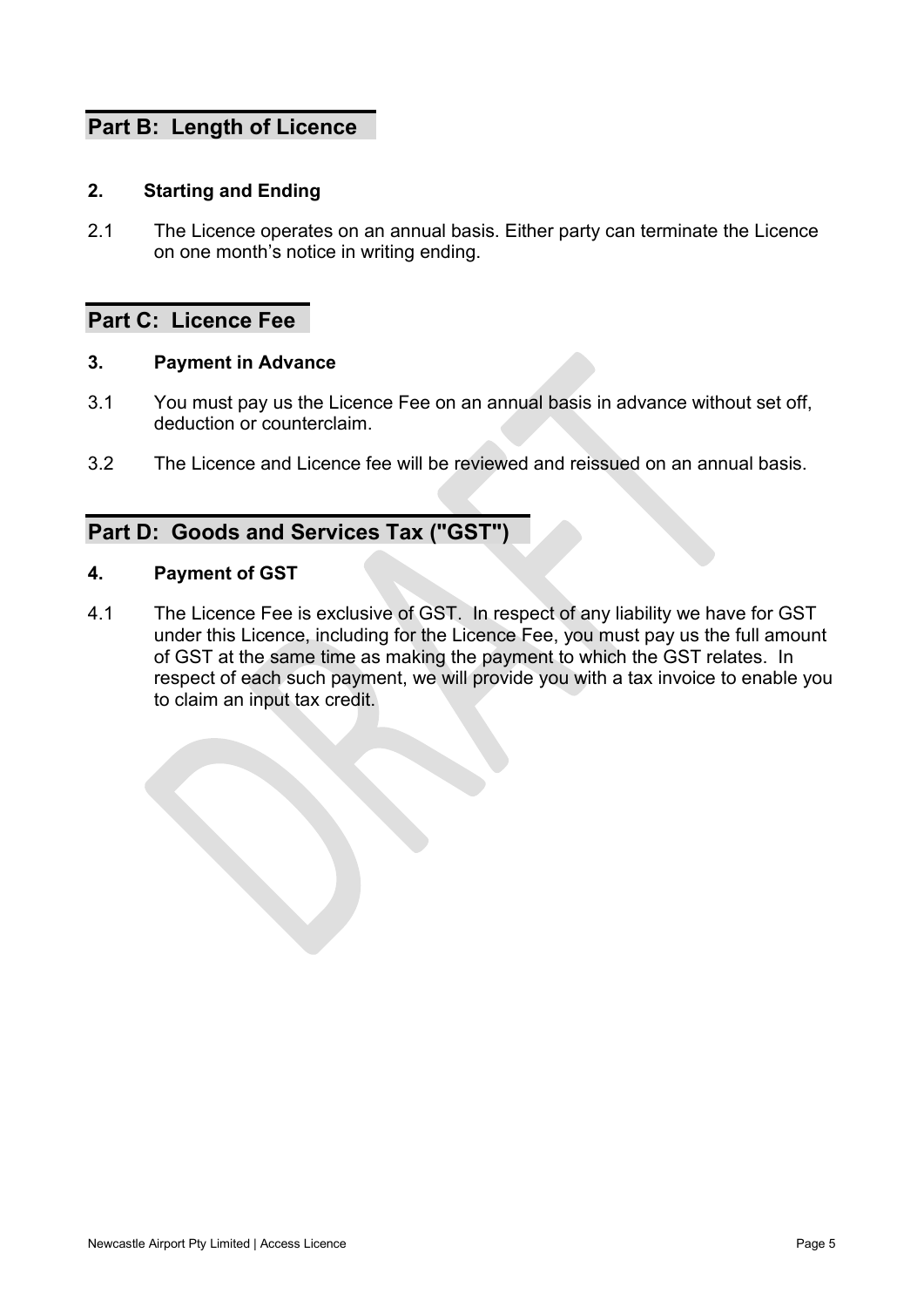## Part B: Length of Licence

### 2. Starting and Ending

2.1 The Licence operates on an annual basis. Either party can terminate the Licence on one month's notice in writing ending.

## Part C: Licence Fee

### 3. Payment in Advance

3.1 You must pay us the Licence Fee on an annual basis in advance without set off, deduction or counterclaim.

3.2 The Licence and Licence fee will be reviewed and reissued on an annual basis.

## Part D: Goods and Services Tax ("GST")

### 4. Payment of GST

4.1 The Licence Fee is exclusive of GST. In respect of any liability we have for GST under this Licence, including for the Licence Fee, you must pay us the full amount of GST at the same time as making the payment to which the GST relates. In respect of each such payment, we will provide you with a tax invoice to enable you to claim an input tax credit.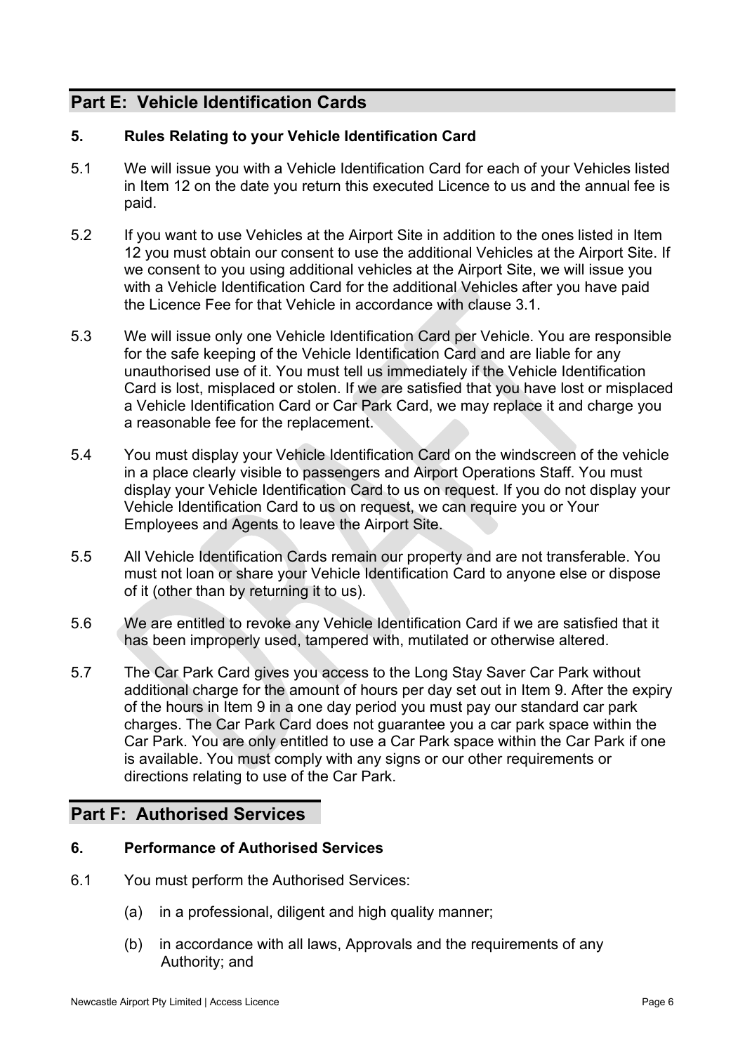## Part E: Vehicle Identification Cards

### 5. Rules Relating to your Vehicle Identification Card

5.1 We will issue you with a Vehicle Identification Card for each of your Vehicles listed in Item 12 on the date you return this executed Licence to us and the annual fee is paid.

5.2 If you want to use Vehicles at the Airport Site in addition to the ones listed in Item 12 you must obtain our consent to use the additional Vehicles at the Airport Site. If we consent to you using additional vehicles at the Airport Site, we will issue you with a Vehicle Identification Card for the additional Vehicles after you have paid the Licence Fee for that Vehicle in accordance with clause 3.1.

5.3 We will issue only one Vehicle Identification Card per Vehicle. You are responsible for the safe keeping of the Vehicle Identification Card and are liable for any unauthorised use of it. You must tell us immediately if the Vehicle Identification Card is lost, misplaced or stolen. If we are satisfied that you have lost or misplaced a Vehicle Identification Card or Car Park Card, we may replace it and charge you a reasonable fee for the replacement.

5.4 You must display your Vehicle Identification Card on the windscreen of the vehicle in a place clearly visible to passengers and Airport Operations Staff. You must display your Vehicle Identification Card to us on request. If you do not display your Vehicle Identification Card to us on request, we can require you or Your Employees and Agents to leave the Airport Site.

5.5 All Vehicle Identification Cards remain our property and are not transferable. You must not loan or share your Vehicle Identification Card to anyone else or dispose of it (other than by returning it to us).

5.6 We are entitled to revoke any Vehicle Identification Card if we are satisfied that it has been improperly used, tampered with, mutilated or otherwise altered.

5.7 The Car Park Card gives you access to the Long Stay Saver Car Park without additional charge for the amount of hours per day set out in Item 9. After the expiry of the hours in Item 9 in a one day period you must pay our standard car park charges. The Car Park Card does not guarantee you a car park space within the Car Park. You are only entitled to use a Car Park space within the Car Park if one is available. You must comply with any signs or our other requirements or directions relating to use of the Car Park.

## Part F: Authorised Services

### 6. Performance of Authorised Services

6.1 You must perform the Authorised Services:

(a) in a professional, diligent and high quality manner;

(b) in accordance with all laws, Approvals and the requirements of any Authority; and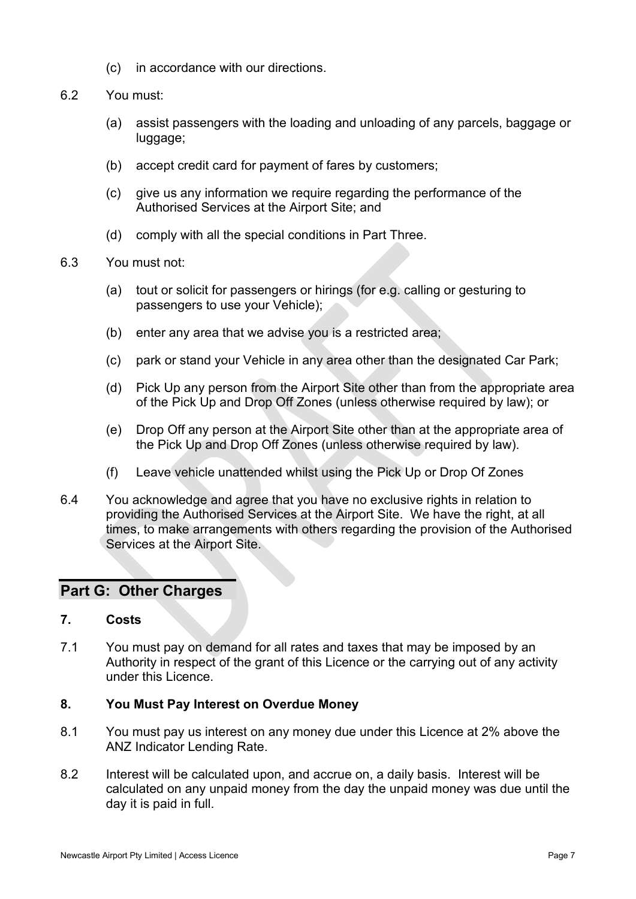(c) in accordance with our directions.

6.2 You must:

(a) assist passengers with the loading and unloading of any parcels, baggage or luggage;

(b) accept credit card for payment of fares by customers;

(c) give us any information we require regarding the performance of the Authorised Services at the Airport Site; and

(d) comply with all the special conditions in Part Three.

6.3 You must not:

(a) tout or solicit for passengers or hirings (for e.g. calling or gesturing to passengers to use your Vehicle);

(b) enter any area that we advise you is a restricted area;

(c) park or stand your Vehicle in any area other than the designated Car Park;

(d) Pick Up any person from the Airport Site other than from the appropriate area of the Pick Up and Drop Off Zones (unless otherwise required by law); or

(e) Drop Off any person at the Airport Site other than at the appropriate area of the Pick Up and Drop Off Zones (unless otherwise required by law).

(f) Leave vehicle unattended whilst using the Pick Up or Drop Of Zones

6.4 You acknowledge and agree that you have no exclusive rights in relation to providing the Authorised Services at the Airport Site. We have the right, at all times, to make arrangements with others regarding the provision of the Authorised Services at the Airport Site.

## Part G: Other Charges

### 7. Costs

7.1 You must pay on demand for all rates and taxes that may be imposed by an Authority in respect of the grant of this Licence or the carrying out of any activity under this Licence.

### 8. You Must Pay Interest on Overdue Money

8.1 You must pay us interest on any money due under this Licence at 2% above the ANZ Indicator Lending Rate.

8.2 Interest will be calculated upon, and accrue on, a daily basis. Interest will be calculated on any unpaid money from the day the unpaid money was due until the day it is paid in full.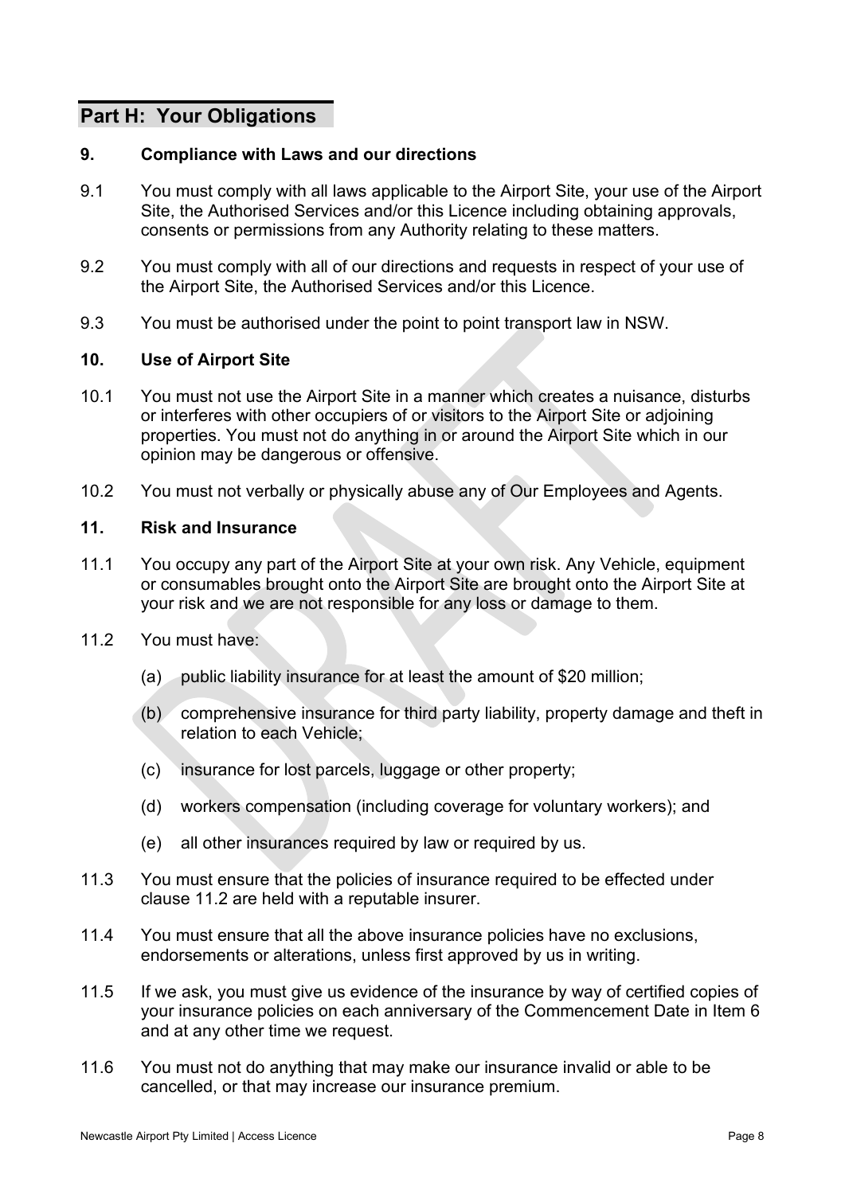## Part H: Your Obligations

### 9. Compliance with Laws and our directions

9.1 You must comply with all laws applicable to the Airport Site, your use of the Airport Site, the Authorised Services and/or this Licence including obtaining approvals, consents or permissions from any Authority relating to these matters.

9.2 You must comply with all of our directions and requests in respect of your use of the Airport Site, the Authorised Services and/or this Licence.

9.3 You must be authorised under the point to point transport law in NSW.

### 10. Use of Airport Site

10.1 You must not use the Airport Site in a manner which creates a nuisance, disturbs or interferes with other occupiers of or visitors to the Airport Site or adjoining properties. You must not do anything in or around the Airport Site which in our opinion may be dangerous or offensive.

10.2 You must not verbally or physically abuse any of Our Employees and Agents.

### 11. Risk and Insurance

11.1 You occupy any part of the Airport Site at your own risk. Any Vehicle, equipment or consumables brought onto the Airport Site are brought onto the Airport Site at your risk and we are not responsible for any loss or damage to them.

11.2 You must have:

(a) public liability insurance for at least the amount of $20 million;

(b) comprehensive insurance for third party liability, property damage and theft in relation to each Vehicle;

(c) insurance for lost parcels, luggage or other property;

(d) workers compensation (including coverage for voluntary workers); and

(e) all other insurances required by law or required by us.

11.3 You must ensure that the policies of insurance required to be effected under clause 11.2 are held with a reputable insurer.

11.4 You must ensure that all the above insurance policies have no exclusions, endorsements or alterations, unless first approved by us in writing.

11.5 If we ask, you must give us evidence of the insurance by way of certified copies of your insurance policies on each anniversary of the Commencement Date in Item 6 and at any other time we request.

11.6 You must not do anything that may make our insurance invalid or able to be cancelled, or that may increase our insurance premium.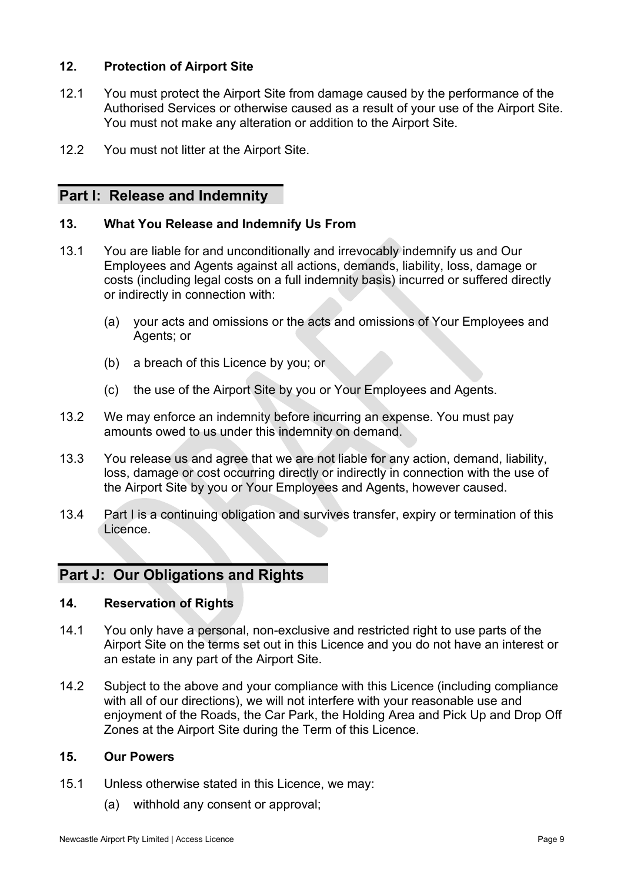**12. Protection of Airport Site**

12.1 You must protect the Airport Site from damage caused by the performance of the Authorised Services or otherwise caused as a result of your use of the Airport Site. You must not make any alteration or addition to the Airport Site.

12.2 You must not litter at the Airport Site.

## Part I: Release and Indemnity

**13. What You Release and Indemnify Us From**

13.1 You are liable for and unconditionally and irrevocably indemnify us and Our Employees and Agents against all actions, demands, liability, loss, damage or costs (including legal costs on a full indemnity basis) incurred or suffered directly or indirectly in connection with:

(a) your acts and omissions or the acts and omissions of Your Employees and Agents; or

(b) a breach of this Licence by you; or

(c) the use of the Airport Site by you or Your Employees and Agents.

13.2 We may enforce an indemnity before incurring an expense. You must pay amounts owed to us under this indemnity on demand.

13.3 You release us and agree that we are not liable for any action, demand, liability, loss, damage or cost occurring directly or indirectly in connection with the use of the Airport Site by you or Your Employees and Agents, however caused.

13.4 Part I is a continuing obligation and survives transfer, expiry or termination of this Licence.

## Part J: Our Obligations and Rights

**14. Reservation of Rights**

14.1 You only have a personal, non-exclusive and restricted right to use parts of the Airport Site on the terms set out in this Licence and you do not have an interest or an estate in any part of the Airport Site.

14.2 Subject to the above and your compliance with this Licence (including compliance with all of our directions), we will not interfere with your reasonable use and enjoyment of the Roads, the Car Park, the Holding Area and Pick Up and Drop Off Zones at the Airport Site during the Term of this Licence.

**15. Our Powers**

15.1 Unless otherwise stated in this Licence, we may:

(a) withhold any consent or approval;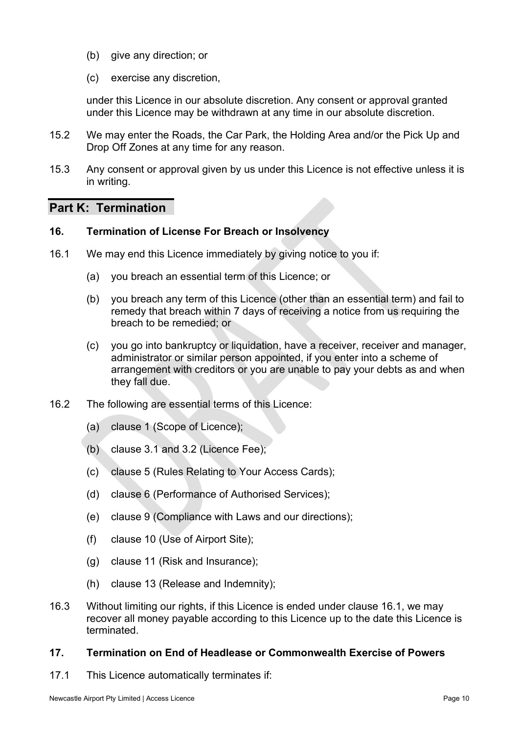(b) give any direction; or

(c) exercise any discretion,

under this Licence in our absolute discretion. Any consent or approval granted under this Licence may be withdrawn at any time in our absolute discretion.

15.2 We may enter the Roads, the Car Park, the Holding Area and/or the Pick Up and Drop Off Zones at any time for any reason.

15.3 Any consent or approval given by us under this Licence is not effective unless it is in writing.

## Part K: Termination

### 16. Termination of License For Breach or Insolvency

16.1 We may end this Licence immediately by giving notice to you if:

(a) you breach an essential term of this Licence; or

(b) you breach any term of this Licence (other than an essential term) and fail to remedy that breach within 7 days of receiving a notice from us requiring the breach to be remedied; or

(c) you go into bankruptcy or liquidation, have a receiver, receiver and manager, administrator or similar person appointed, if you enter into a scheme of arrangement with creditors or you are unable to pay your debts as and when they fall due.

16.2 The following are essential terms of this Licence:

(a) clause 1 (Scope of Licence);

(b) clause 3.1 and 3.2 (Licence Fee);

(c) clause 5 (Rules Relating to Your Access Cards);

(d) clause 6 (Performance of Authorised Services);

(e) clause 9 (Compliance with Laws and our directions);

(f) clause 10 (Use of Airport Site);

(g) clause 11 (Risk and Insurance);

(h) clause 13 (Release and Indemnity);

16.3 Without limiting our rights, if this Licence is ended under clause 16.1, we may recover all money payable according to this Licence up to the date this Licence is terminated.

### 17. Termination on End of Headlease or Commonwealth Exercise of Powers

17.1 This Licence automatically terminates if: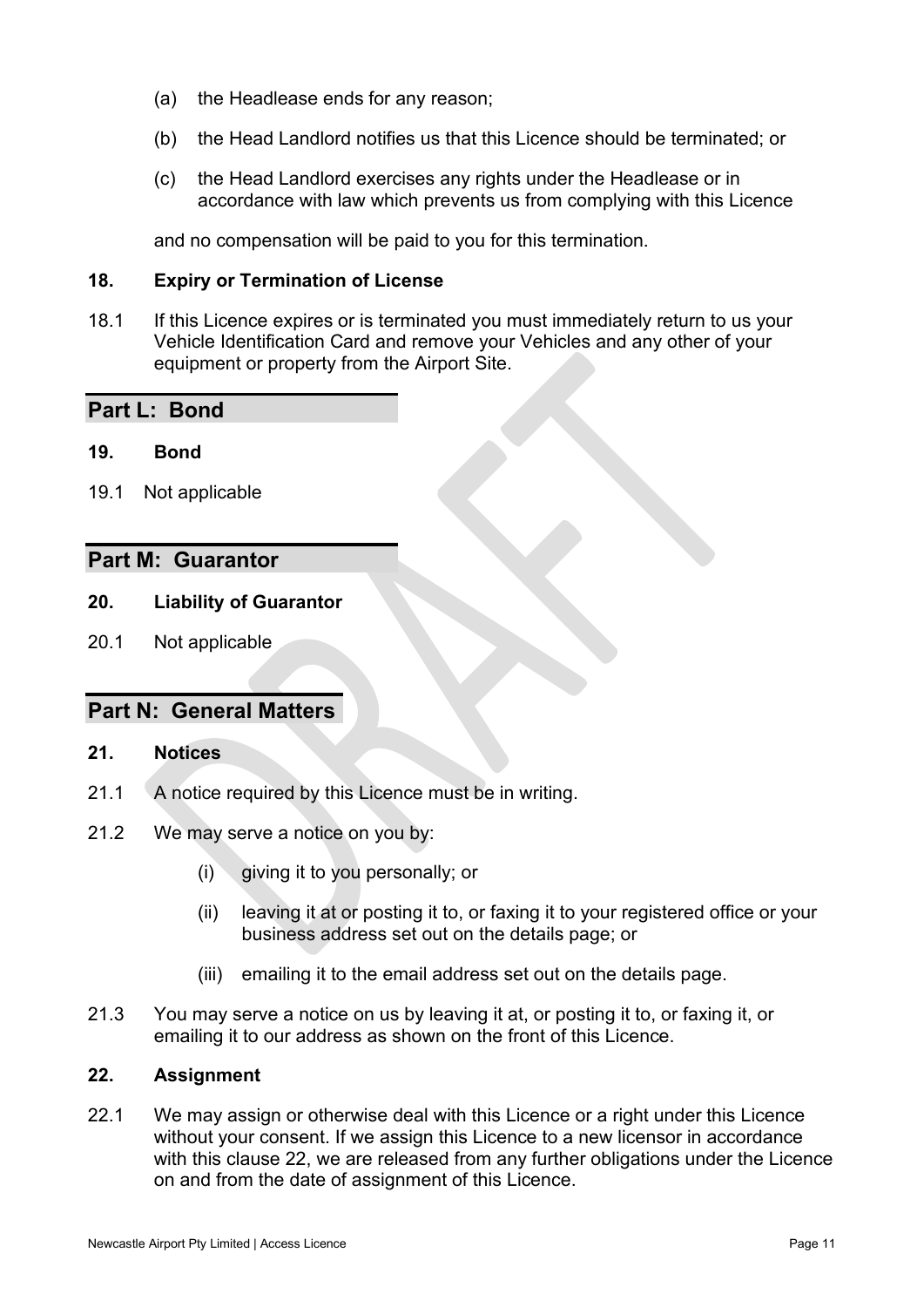(a) the Headlease ends for any reason;

(b) the Head Landlord notifies us that this Licence should be terminated; or

(c) the Head Landlord exercises any rights under the Headlease or in accordance with law which prevents us from complying with this Licence

and no compensation will be paid to you for this termination.

**18. Expiry or Termination of License**

18.1 If this Licence expires or is terminated you must immediately return to us your Vehicle Identification Card and remove your Vehicles and any other of your equipment or property from the Airport Site.

## Part L: Bond

**19. Bond**

19.1 Not applicable

## Part M: Guarantor

**20. Liability of Guarantor**

20.1 Not applicable

## Part N: General Matters

**21. Notices**

21.1 A notice required by this Licence must be in writing.

21.2 We may serve a notice on you by:

(i) giving it to you personally; or

(ii) leaving it at or posting it to, or faxing it to your registered office or your business address set out on the details page; or

(iii) emailing it to the email address set out on the details page.

21.3 You may serve a notice on us by leaving it at, or posting it to, or faxing it, or emailing it to our address as shown on the front of this Licence.

**22. Assignment**

22.1 We may assign or otherwise deal with this Licence or a right under this Licence without your consent. If we assign this Licence to a new licensor in accordance with this clause 22, we are released from any further obligations under the Licence on and from the date of assignment of this Licence.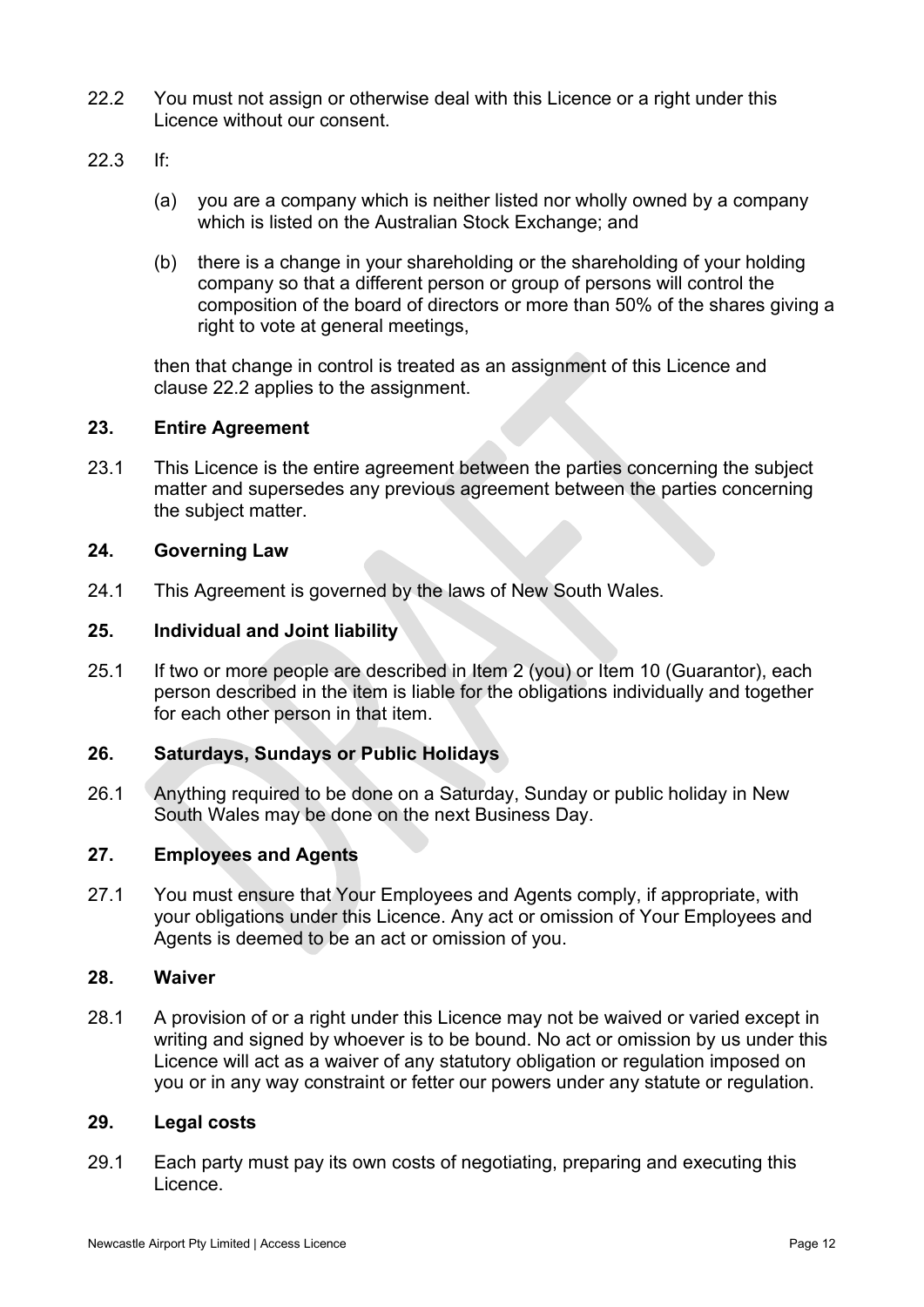22.2 You must not assign or otherwise deal with this Licence or a right under this Licence without our consent.

22.3 If:

(a) you are a company which is neither listed nor wholly owned by a company which is listed on the Australian Stock Exchange; and

(b) there is a change in your shareholding or the shareholding of your holding company so that a different person or group of persons will control the composition of the board of directors or more than 50% of the shares giving a right to vote at general meetings,

then that change in control is treated as an assignment of this Licence and clause 22.2 applies to the assignment.

## 23. Entire Agreement

23.1 This Licence is the entire agreement between the parties concerning the subject matter and supersedes any previous agreement between the parties concerning the subject matter.

## 24. Governing Law

24.1 This Agreement is governed by the laws of New South Wales.

## 25. Individual and Joint liability

25.1 If two or more people are described in Item 2 (you) or Item 10 (Guarantor), each person described in the item is liable for the obligations individually and together for each other person in that item.

## 26. Saturdays, Sundays or Public Holidays

26.1 Anything required to be done on a Saturday, Sunday or public holiday in New South Wales may be done on the next Business Day.

## 27. Employees and Agents

27.1 You must ensure that Your Employees and Agents comply, if appropriate, with your obligations under this Licence. Any act or omission of Your Employees and Agents is deemed to be an act or omission of you.

## 28. Waiver

28.1 A provision of or a right under this Licence may not be waived or varied except in writing and signed by whoever is to be bound. No act or omission by us under this Licence will act as a waiver of any statutory obligation or regulation imposed on you or in any way constraint or fetter our powers under any statute or regulation.

## 29. Legal costs

29.1 Each party must pay its own costs of negotiating, preparing and executing this Licence.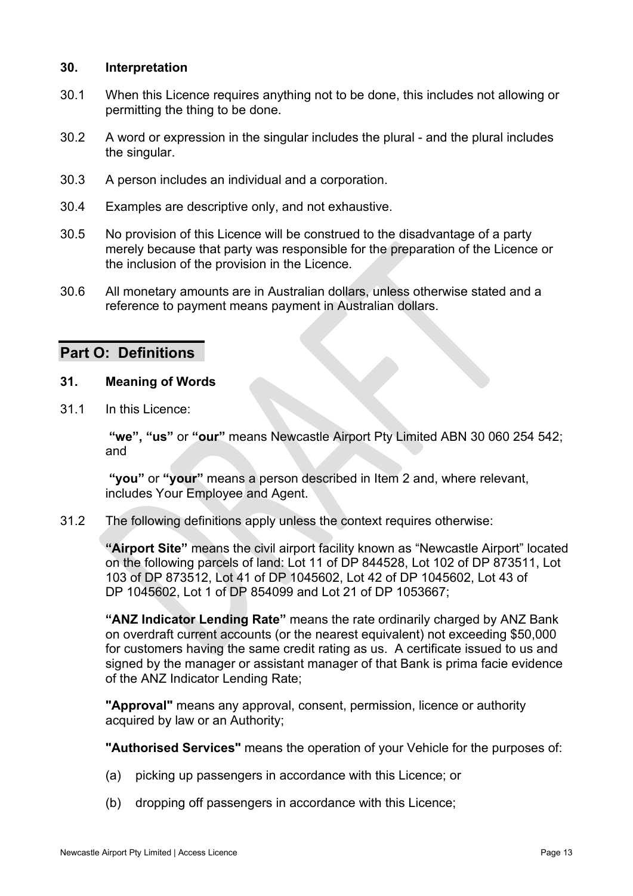### 30. Interpretation

30.1 When this Licence requires anything not to be done, this includes not allowing or permitting the thing to be done.

30.2 A word or expression in the singular includes the plural - and the plural includes the singular.

30.3 A person includes an individual and a corporation.

30.4 Examples are descriptive only, and not exhaustive.

30.5 No provision of this Licence will be construed to the disadvantage of a party merely because that party was responsible for the preparation of the Licence or the inclusion of the provision in the Licence.

30.6 All monetary amounts are in Australian dollars, unless otherwise stated and a reference to payment means payment in Australian dollars.

## Part O: Definitions

### 31. Meaning of Words

31.1 In this Licence:

**"we", "us"** or **"our"** means Newcastle Airport Pty Limited ABN 30 060 254 542; and

**"you"** or **"your"** means a person described in Item 2 and, where relevant, includes Your Employee and Agent.

31.2 The following definitions apply unless the context requires otherwise:

**"Airport Site"** means the civil airport facility known as "Newcastle Airport" located on the following parcels of land: Lot 11 of DP 844528, Lot 102 of DP 873511, Lot 103 of DP 873512, Lot 41 of DP 1045602, Lot 42 of DP 1045602, Lot 43 of DP 1045602, Lot 1 of DP 854099 and Lot 21 of DP 1053667;

**"ANZ Indicator Lending Rate"** means the rate ordinarily charged by ANZ Bank on overdraft current accounts (or the nearest equivalent) not exceeding $50,000 for customers having the same credit rating as us. A certificate issued to us and signed by the manager or assistant manager of that Bank is prima facie evidence of the ANZ Indicator Lending Rate;

**"Approval"** means any approval, consent, permission, licence or authority acquired by law or an Authority;

**"Authorised Services"** means the operation of your Vehicle for the purposes of:

(a) picking up passengers in accordance with this Licence; or

(b) dropping off passengers in accordance with this Licence;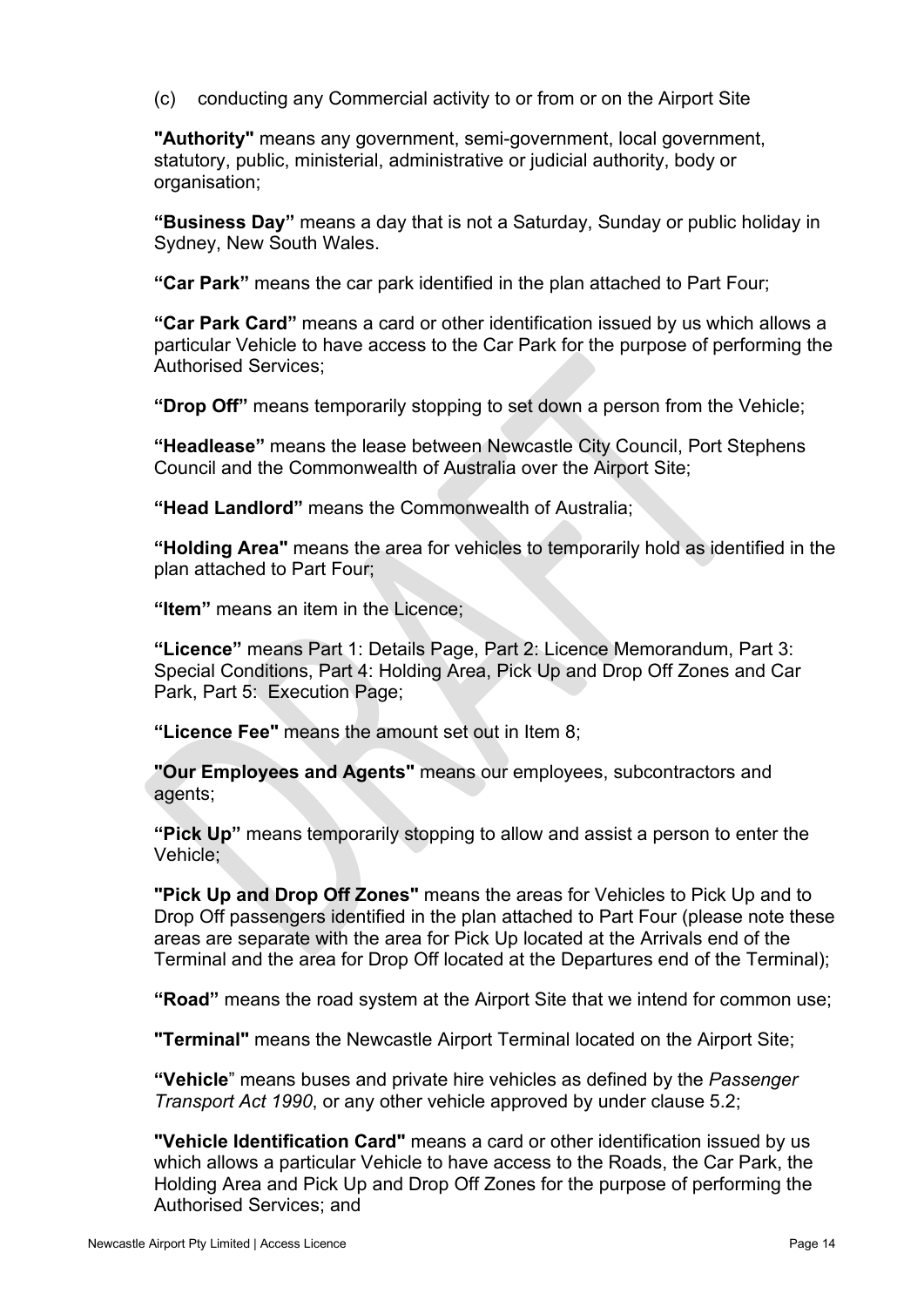(c) conducting any Commercial activity to or from or on the Airport Site

**"Authority"** means any government, semi-government, local government, statutory, public, ministerial, administrative or judicial authority, body or organisation;

**"Business Day"** means a day that is not a Saturday, Sunday or public holiday in Sydney, New South Wales.

**"Car Park"** means the car park identified in the plan attached to Part Four;

**"Car Park Card"** means a card or other identification issued by us which allows a particular Vehicle to have access to the Car Park for the purpose of performing the Authorised Services;

**"Drop Off"** means temporarily stopping to set down a person from the Vehicle;

**"Headlease"** means the lease between Newcastle City Council, Port Stephens Council and the Commonwealth of Australia over the Airport Site;

**"Head Landlord"** means the Commonwealth of Australia;

**"Holding Area"** means the area for vehicles to temporarily hold as identified in the plan attached to Part Four;

**"Item"** means an item in the Licence;

**"Licence"** means Part 1: Details Page, Part 2: Licence Memorandum, Part 3: Special Conditions, Part 4: Holding Area, Pick Up and Drop Off Zones and Car Park, Part 5: Execution Page;

**"Licence Fee"** means the amount set out in Item 8;

**"Our Employees and Agents"** means our employees, subcontractors and agents;

**"Pick Up"** means temporarily stopping to allow and assist a person to enter the Vehicle;

**"Pick Up and Drop Off Zones"** means the areas for Vehicles to Pick Up and to Drop Off passengers identified in the plan attached to Part Four (please note these areas are separate with the area for Pick Up located at the Arrivals end of the Terminal and the area for Drop Off located at the Departures end of the Terminal);

**"Road"** means the road system at the Airport Site that we intend for common use;

**"Terminal"** means the Newcastle Airport Terminal located on the Airport Site;

**"Vehicle"** means buses and private hire vehicles as defined by the *Passenger Transport Act 1990*, or any other vehicle approved by under clause 5.2;

**"Vehicle Identification Card"** means a card or other identification issued by us which allows a particular Vehicle to have access to the Roads, the Car Park, the Holding Area and Pick Up and Drop Off Zones for the purpose of performing the Authorised Services; and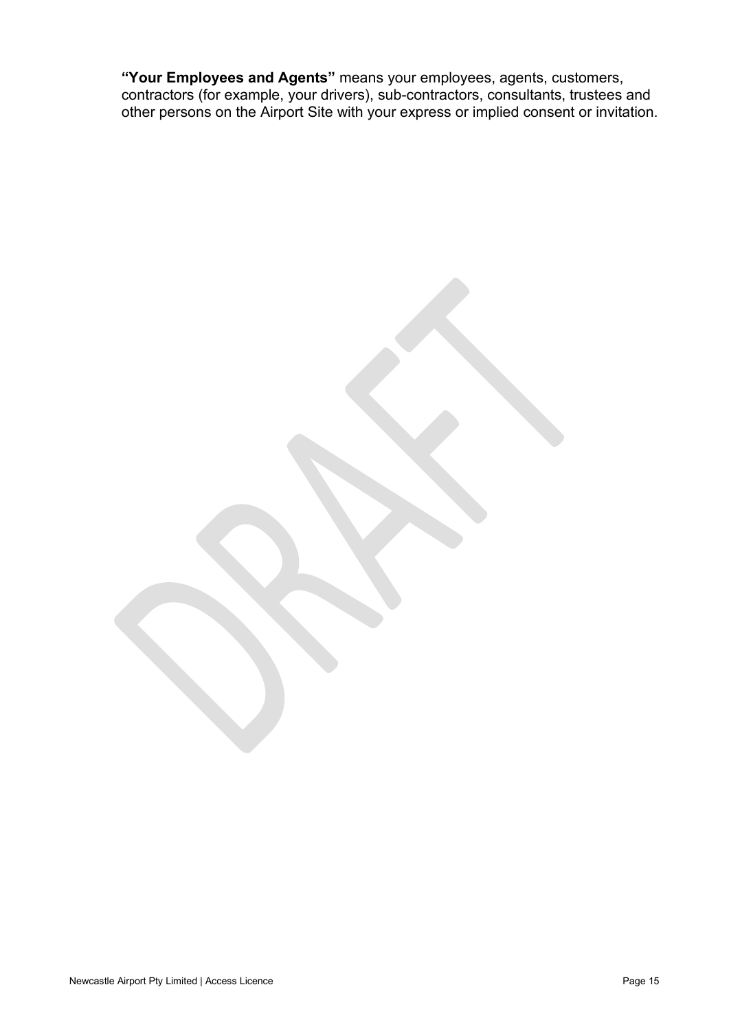**"Your Employees and Agents"** means your employees, agents, customers, contractors (for example, your drivers), sub-contractors, consultants, trustees and other persons on the Airport Site with your express or implied consent or invitation.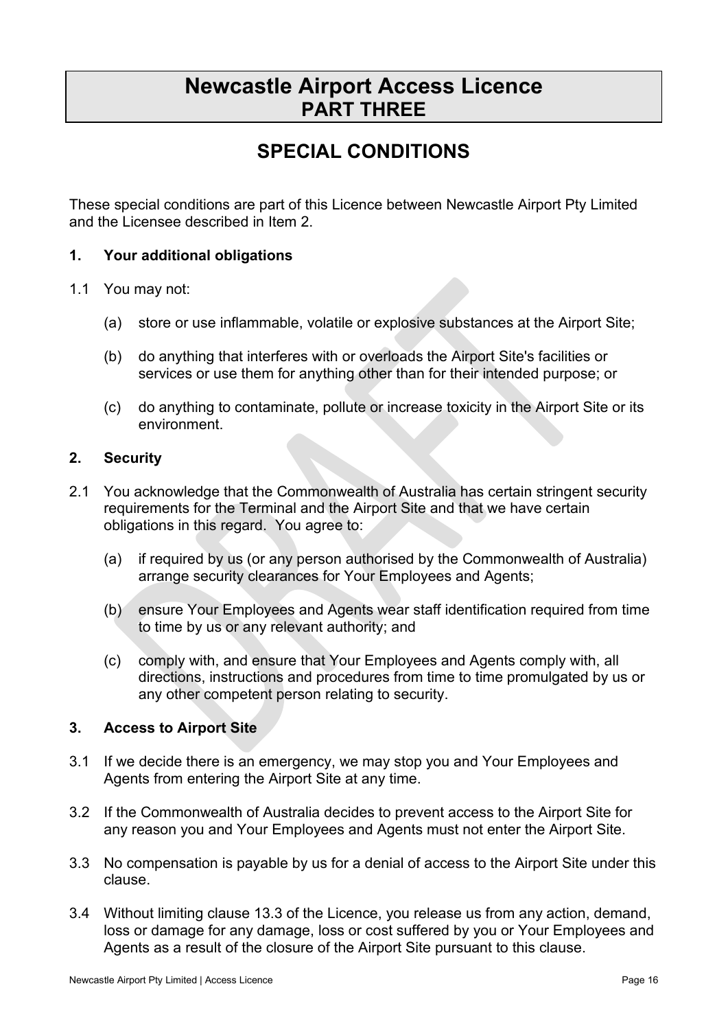# Newcastle Airport Access Licence
## PART THREE

## SPECIAL CONDITIONS

These special conditions are part of this Licence between Newcastle Airport Pty Limited and the Licensee described in Item 2.

### 1. Your additional obligations

1.1 You may not:

(a) store or use inflammable, volatile or explosive substances at the Airport Site;

(b) do anything that interferes with or overloads the Airport Site's facilities or services or use them for anything other than for their intended purpose; or

(c) do anything to contaminate, pollute or increase toxicity in the Airport Site or its environment.

### 2. Security

2.1 You acknowledge that the Commonwealth of Australia has certain stringent security requirements for the Terminal and the Airport Site and that we have certain obligations in this regard. You agree to:

(a) if required by us (or any person authorised by the Commonwealth of Australia) arrange security clearances for Your Employees and Agents;

(b) ensure Your Employees and Agents wear staff identification required from time to time by us or any relevant authority; and

(c) comply with, and ensure that Your Employees and Agents comply with, all directions, instructions and procedures from time to time promulgated by us or any other competent person relating to security.

### 3. Access to Airport Site

3.1 If we decide there is an emergency, we may stop you and Your Employees and Agents from entering the Airport Site at any time.

3.2 If the Commonwealth of Australia decides to prevent access to the Airport Site for any reason you and Your Employees and Agents must not enter the Airport Site.

3.3 No compensation is payable by us for a denial of access to the Airport Site under this clause.

3.4 Without limiting clause 13.3 of the Licence, you release us from any action, demand, loss or damage for any damage, loss or cost suffered by you or Your Employees and Agents as a result of the closure of the Airport Site pursuant to this clause.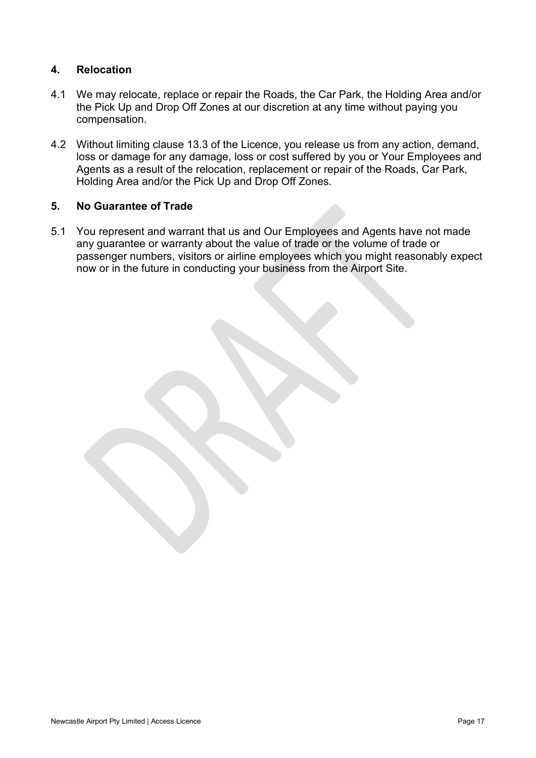## 4. Relocation

4.1 We may relocate, replace or repair the Roads, the Car Park, the Holding Area and/or the Pick Up and Drop Off Zones at our discretion at any time without paying you compensation.

4.2 Without limiting clause 13.3 of the Licence, you release us from any action, demand, loss or damage for any damage, loss or cost suffered by you or Your Employees and Agents as a result of the relocation, replacement or repair of the Roads, Car Park, Holding Area and/or the Pick Up and Drop Off Zones.

## 5. No Guarantee of Trade

5.1 You represent and warrant that us and Our Employees and Agents have not made any guarantee or warranty about the value of trade or the volume of trade or passenger numbers, visitors or airline employees which you might reasonably expect now or in the future in conducting your business from the Airport Site.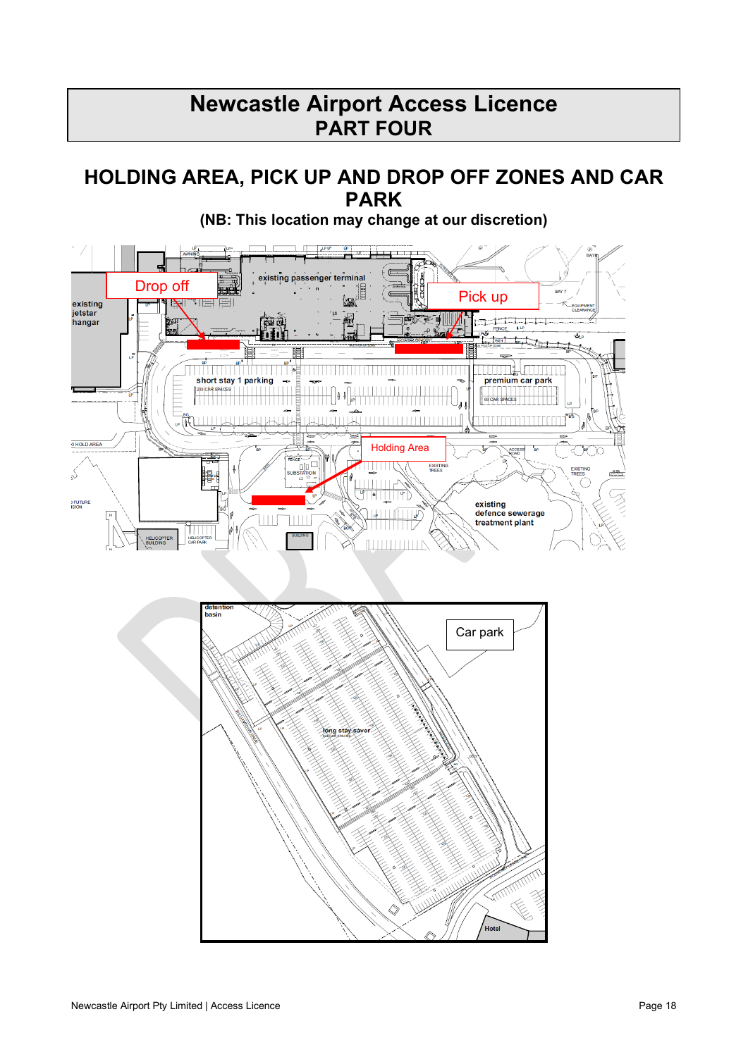# Newcastle Airport Access Licence
## PART FOUR

## HOLDING AREA, PICK UP AND DROP OFF ZONES AND CAR PARK

**(NB: This location may change at our discretion)**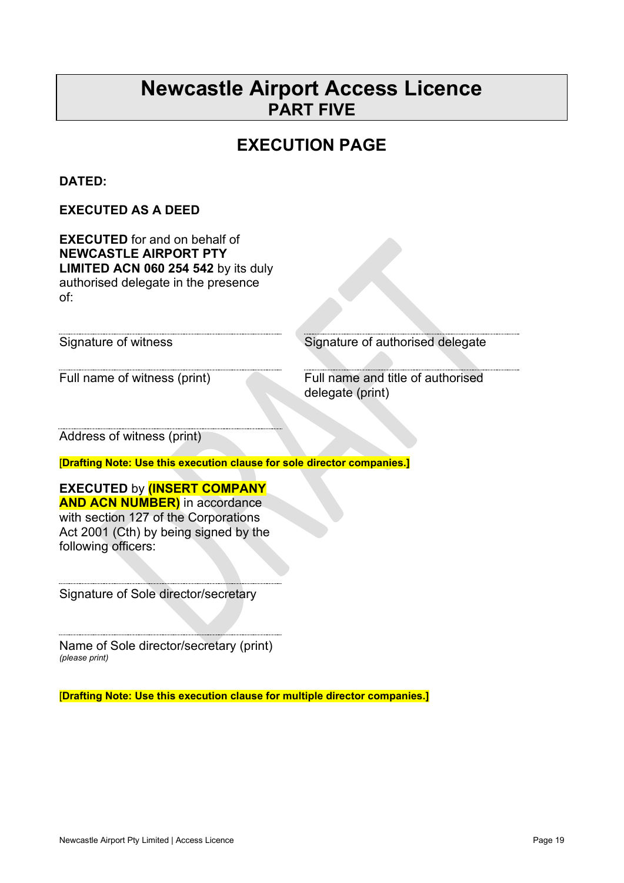# Newcastle Airport Access Licence
## PART FIVE

## EXECUTION PAGE

**DATED:**

**EXECUTED AS A DEED**

**EXECUTED** for and on behalf of **NEWCASTLE AIRPORT PTY LIMITED ACN 060 254 542** by its duly authorised delegate in the presence of:

| | |
|---|---|
| ..................................................... | ..................................................... |
| Signature of witness | Signature of authorised delegate |
| ..................................................... | ..................................................... |
| Full name of witness (print) | Full name and title of authorised delegate (print) |
| ..................................................... | |
| Address of witness (print) | |

**[Drafting Note: Use this execution clause for sole director companies.]**

**EXECUTED** by **(INSERT COMPANY AND ACN NUMBER)** in accordance with section 127 of the Corporations Act 2001 (Cth) by being signed by the following officers:

.....................................................

Signature of Sole director/secretary

.....................................................

Name of Sole director/secretary (print)
*(please print)*

**[Drafting Note: Use this execution clause for multiple director companies.]**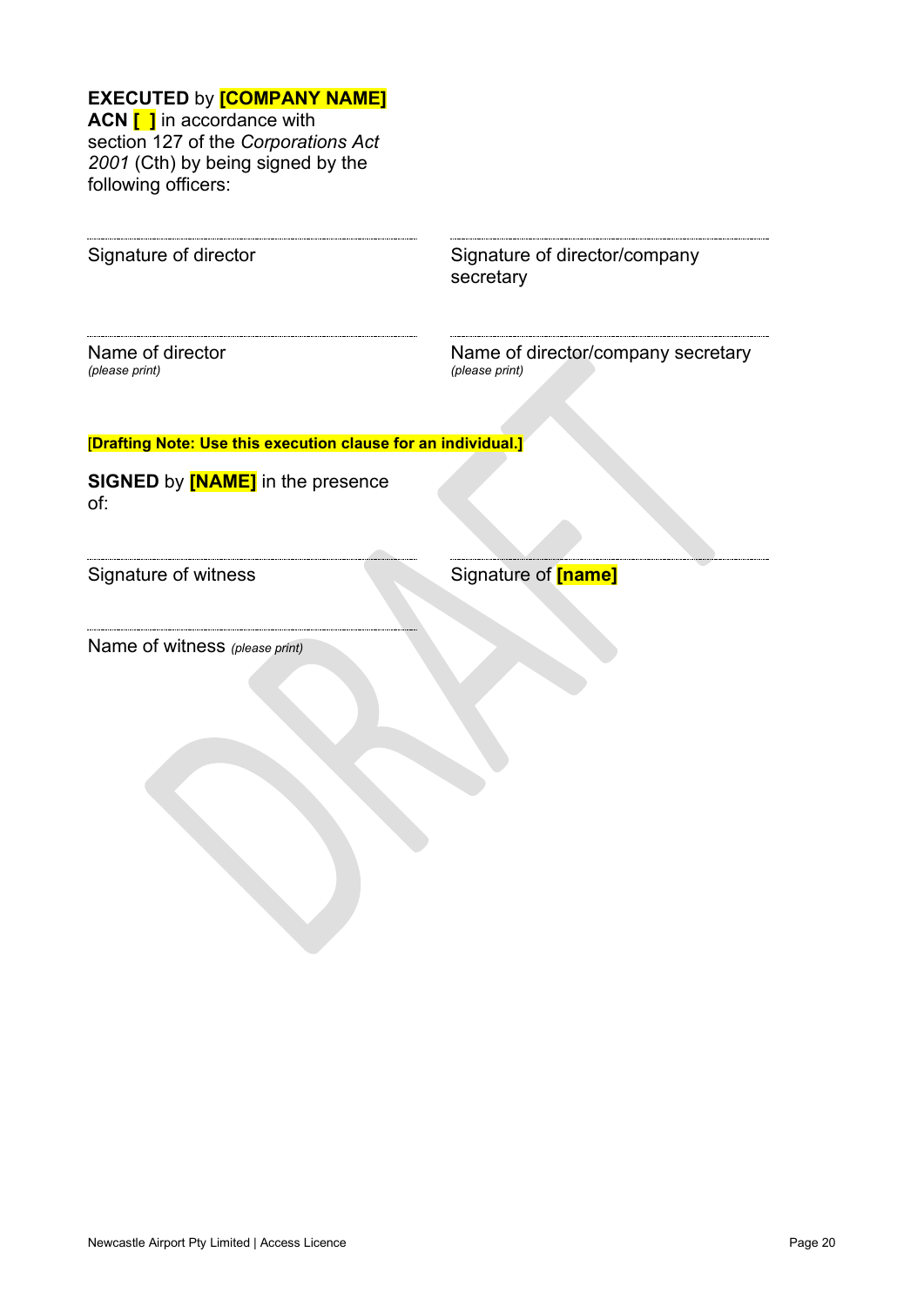**EXECUTED** by **[COMPANY NAME]**
**ACN [ ]** in accordance with section 127 of the *Corporations Act 2001* (Cth) by being signed by the following officers:

| | |
|---|---|
| .................................................... | .................................................... |
| Signature of director | Signature of director/company secretary |
| .................................................... | .................................................... |
| Name of director *(please print)* | Name of director/company secretary *(please print)* |

**[Drafting Note: Use this execution clause for an individual.]**

**SIGNED** by **[NAME]** in the presence of:

| | |
|---|---|
| .................................................... | .................................................... |
| Signature of witness | Signature of **[name]** |
| .................................................... | |
| Name of witness *(please print)* | |

Newcastle Airport Pty Limited | Access Licence